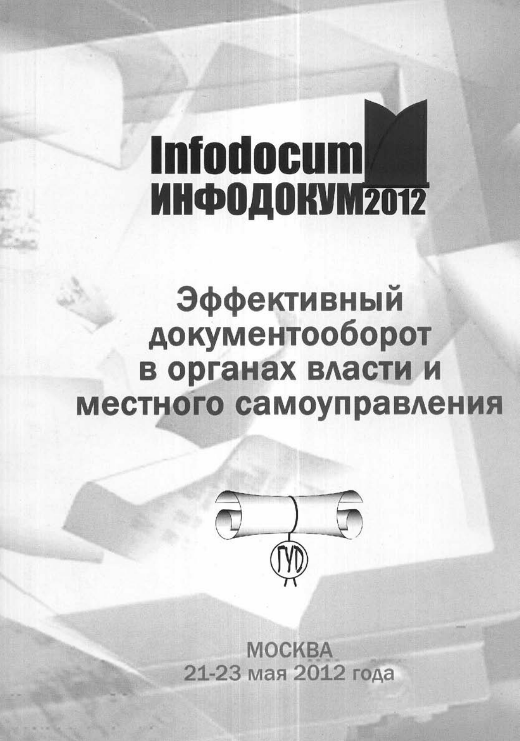# Infodocum
# ИНФОДОКУМ 2012

## Эффективный документооборот в органах власти и местного самоуправления

ГУД

МОСКВА
21-23 мая 2012 года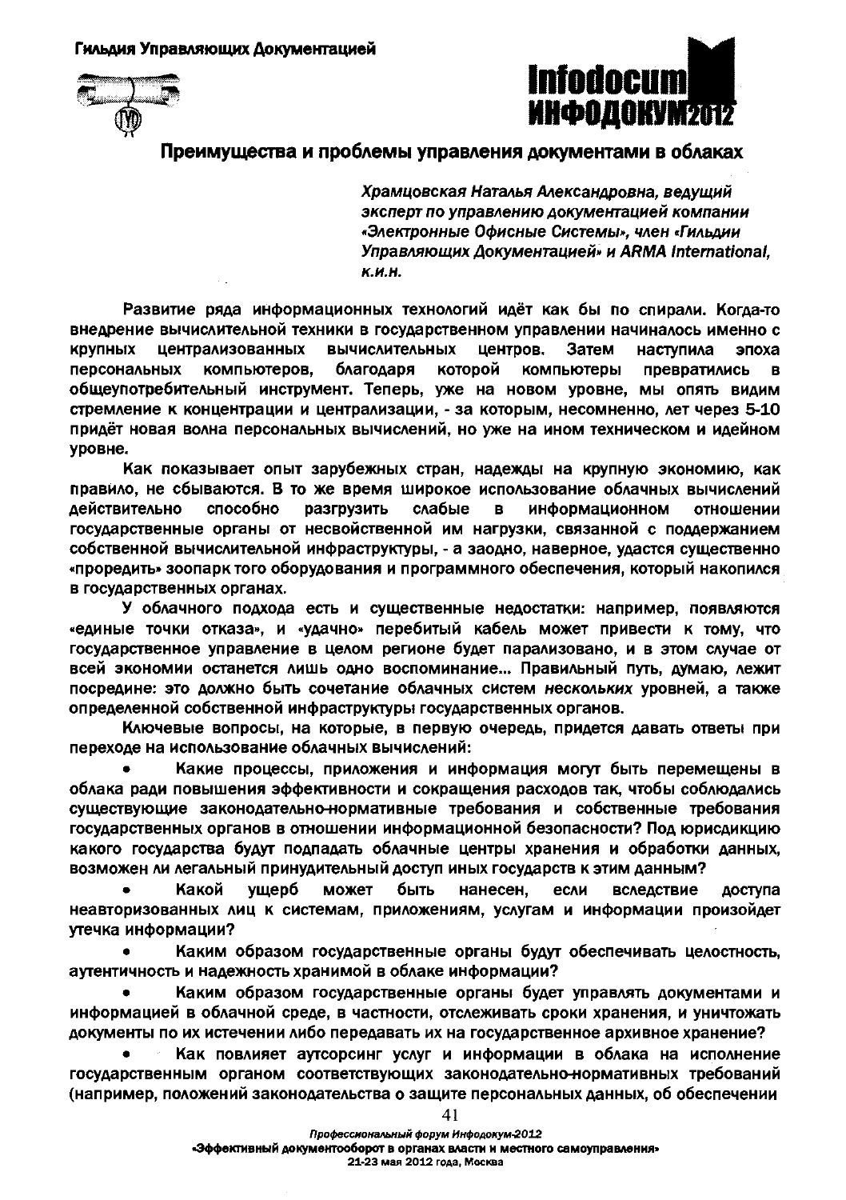## Преимущества и проблемы управления документами в облаках

*Храмцовская Наталья Александровна, ведущий эксперт по управлению документацией компании «Электронные Офисные Системы», член «Гильдии Управляющих Документацией» и ARMA International, к.и.н.*

Развитие ряда информационных технологий идёт как бы по спирали. Когда-то внедрение вычислительной техники в государственном управлении начиналось именно с крупных централизованных вычислительных центров. Затем наступила эпоха персональных компьютеров, благодаря которой компьютеры превратились в общеупотребительный инструмент. Теперь, уже на новом уровне, мы опять видим стремление к концентрации и централизации, - за которым, несомненно, лет через 5-10 придёт новая волна персональных вычислений, но уже на ином техническом и идейном уровне.

Как показывает опыт зарубежных стран, надежды на крупную экономию, как правило, не сбываются. В то же время широкое использование облачных вычислений действительно способно разгрузить слабые в информационном отношении государственные органы от несвойственной им нагрузки, связанной с поддержанием собственной вычислительной инфраструктуры, - а заодно, наверное, удастся существенно «проредить» зоопарк того оборудования и программного обеспечения, который накопился в государственных органах.

У облачного подхода есть и существенные недостатки: например, появляются «единые точки отказа», и «удачно» перебитый кабель может привести к тому, что государственное управление в целом регионе будет парализовано, и в этом случае от всей экономии останется лишь одно воспоминание... Правильный путь, думаю, лежит посредине: это должно быть сочетание облачных систем *нескольких* уровней, а также определенной собственной инфраструктуры государственных органов.

Ключевые вопросы, на которые, в первую очередь, придется давать ответы при переходе на использование облачных вычислений:

- Какие процессы, приложения и информация могут быть перемещены в облака ради повышения эффективности и сокращения расходов так, чтобы соблюдались существующие законодательно-нормативные требования и собственные требования государственных органов в отношении информационной безопасности? Под юрисдикцию какого государства будут подпадать облачные центры хранения и обработки данных, возможен ли легальный принудительный доступ иных государств к этим данным?
- Какой ущерб может быть нанесен, если вследствие доступа неавторизованных лиц к системам, приложениям, услугам и информации произойдет утечка информации?
- Каким образом государственные органы будут обеспечивать целостность, аутентичность и надежность хранимой в облаке информации?
- Каким образом государственные органы будет управлять документами и информацией в облачной среде, в частности, отслеживать сроки хранения, и уничтожать документы по их истечении либо передавать их на государственное архивное хранение?
- Как повлияет аутсорсинг услуг и информации в облака на исполнение государственным органом соответствующих законодательно-нормативных требований (например, положений законодательства о защите персональных данных, об обеспечении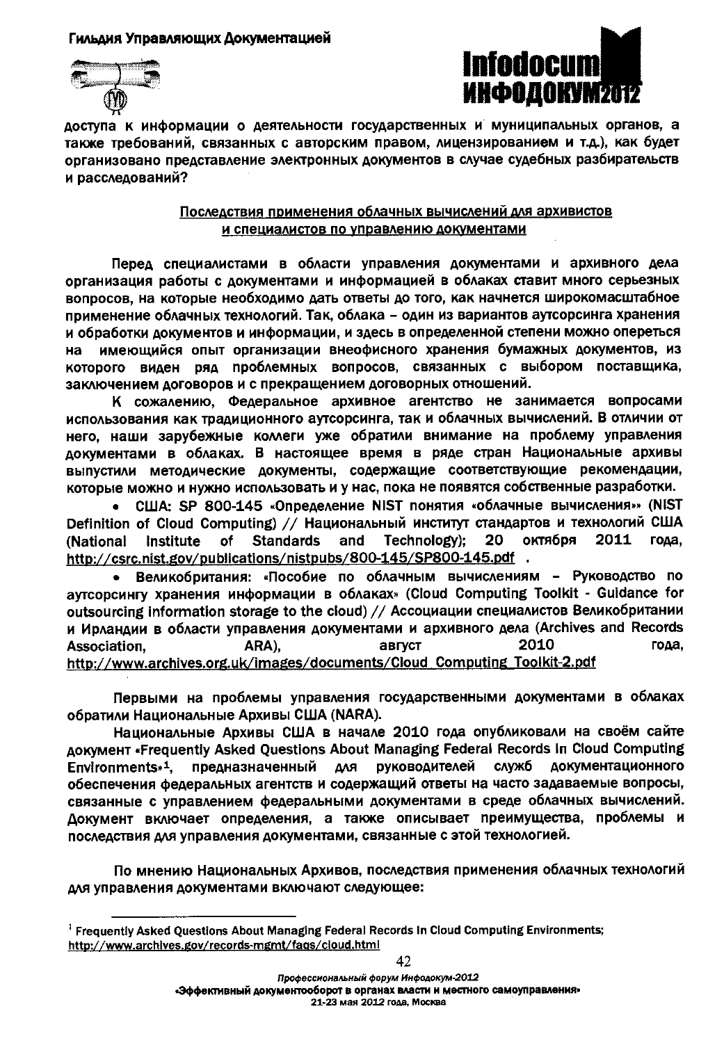доступа к информации о деятельности государственных и муниципальных органов, а также требований, связанных с авторским правом, лицензированием и т.д.), как будет организовано представление электронных документов в случае судебных разбирательств и расследований?

## Последствия применения облачных вычислений для архивистов и специалистов по управлению документами

Перед специалистами в области управления документами и архивного дела организация работы с документами и информацией в облаках ставит много серьезных вопросов, на которые необходимо дать ответы до того, как начнется широкомасштабное применение облачных технологий. Так, облака – один из вариантов аутсорсинга хранения и обработки документов и информации, и здесь в определенной степени можно опереться на имеющийся опыт организации внеофисного хранения бумажных документов, из которого виден ряд проблемных вопросов, связанных с выбором поставщика, заключением договоров и с прекращением договорных отношений.

К сожалению, Федеральное архивное агентство не занимается вопросами использования как традиционного аутсорсинга, так и облачных вычислений. В отличии от него, наши зарубежные коллеги уже обратили внимание на проблему управления документами в облаках. В настоящее время в ряде стран Национальные архивы выпустили методические документы, содержащие соответствующие рекомендации, которые можно и нужно использовать и у нас, пока не появятся собственные разработки.

- США: SP 800-145 «Определение NIST понятия «облачные вычисления»» (NIST Definition of Cloud Computing) // Национальный институт стандартов и технологий США (National Institute of Standards and Technology); 20 октября 2011 года, http://csrc.nist.gov/publications/nistpubs/800-145/SP800-145.pdf .
- Великобритания: «Пособие по облачным вычислениям – Руководство по аутсорсингу хранения информации в облаках» (Cloud Computing Toolkit - Guidance for outsourcing information storage to the cloud) // Ассоциации специалистов Великобритании и Ирландии в области управления документами и архивного дела (Archives and Records Association, ARA), август 2010 года, http://www.archives.org.uk/images/documents/Cloud_Computing_Toolkit-2.pdf

Первыми на проблемы управления государственными документами в облаках обратили Национальные Архивы США (NARA).

Национальные Архивы США в начале 2010 года опубликовали на своём сайте документ «Frequently Asked Questions About Managing Federal Records In Cloud Computing Environments»[1], предназначенный для руководителей служб документационного обеспечения федеральных агентств и содержащий ответы на часто задаваемые вопросы, связанные с управлением федеральными документами в среде облачных вычислений. Документ включает определения, а также описывает преимущества, проблемы и последствия для управления документами, связанные с этой технологией.

По мнению Национальных Архивов, последствия применения облачных технологий для управления документами включают следующее:

---

[1] Frequently Asked Questions About Managing Federal Records In Cloud Computing Environments; http://www.archives.gov/records-mgmt/faqs/cloud.html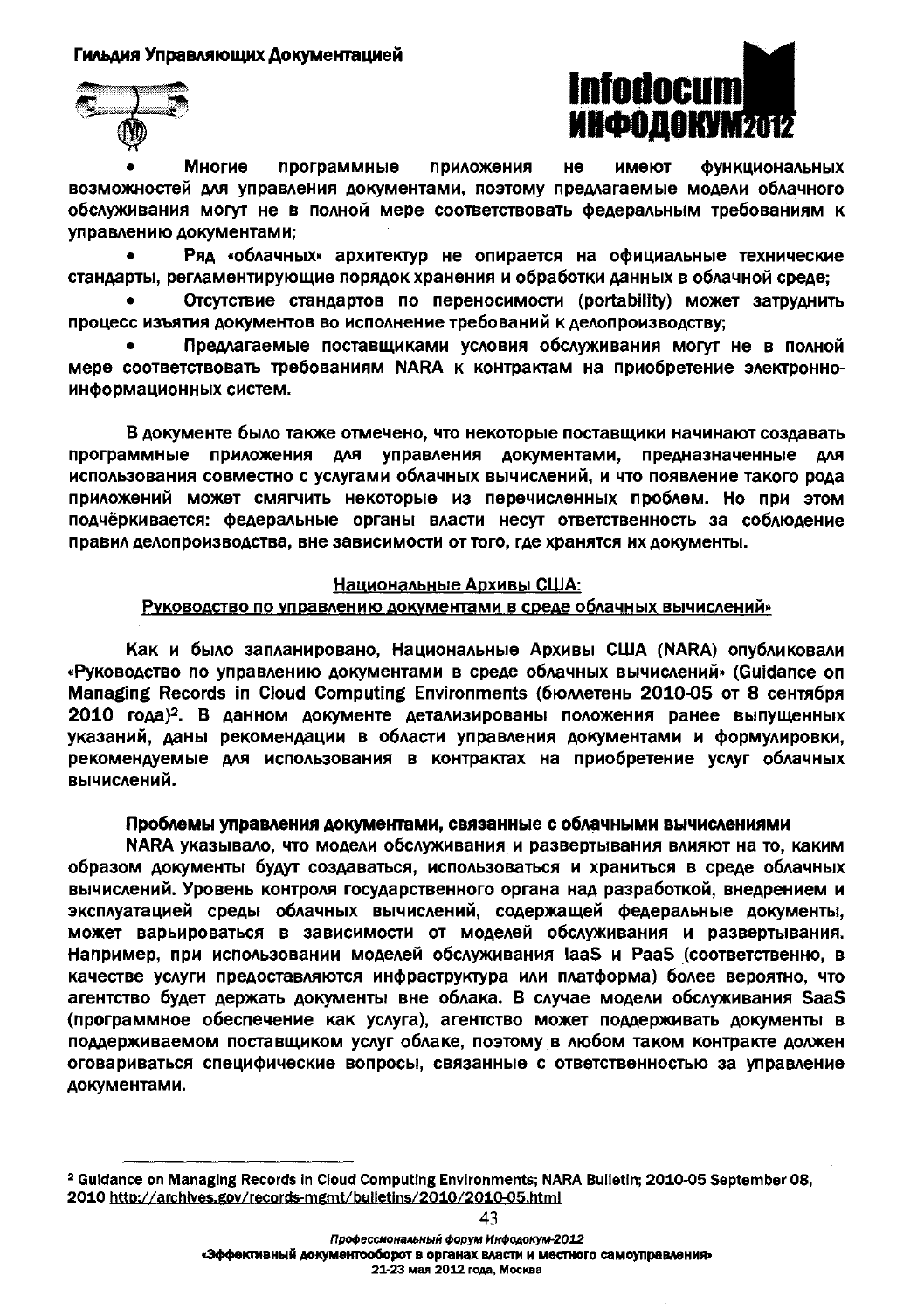- Многие программные приложения не имеют функциональных возможностей для управления документами, поэтому предлагаемые модели облачного обслуживания могут не в полной мере соответствовать федеральным требованиям к управлению документами;
- Ряд «облачных» архитектур не опирается на официальные технические стандарты, регламентирующие порядок хранения и обработки данных в облачной среде;
- Отсутствие стандартов по переносимости (portability) может затруднить процесс изъятия документов во исполнение требований к делопроизводству;
- Предлагаемые поставщиками условия обслуживания могут не в полной мере соответствовать требованиям NARA к контрактам на приобретение электронно-информационных систем.

В документе было также отмечено, что некоторые поставщики начинают создавать программные приложения для управления документами, предназначенные для использования совместно с услугами облачных вычислений, и что появление такого рода приложений может смягчить некоторые из перечисленных проблем. Но при этом подчёркивается: федеральные органы власти несут ответственность за соблюдение правил делопроизводства, вне зависимости от того, где хранятся их документы.

## Национальные Архивы США: Руководство по управлению документами в среде облачных вычислений»

Как и было запланировано, Национальные Архивы США (NARA) опубликовали «Руководство по управлению документами в среде облачных вычислений» (Guidance on Managing Records in Cloud Computing Environments (бюллетень 2010-05 от 8 сентября 2010 года)[2]. В данном документе детализированы положения ранее выпущенных указаний, даны рекомендации в области управления документами и формулировки, рекомендуемые для использования в контрактах на приобретение услуг облачных вычислений.

### Проблемы управления документами, связанные с облачными вычислениями

NARA указывало, что модели обслуживания и развертывания влияют на то, каким образом документы будут создаваться, использоваться и храниться в среде облачных вычислений. Уровень контроля государственного органа над разработкой, внедрением и эксплуатацией среды облачных вычислений, содержащей федеральные документы, может варьироваться в зависимости от моделей обслуживания и развертывания. Например, при использовании моделей обслуживания IaaS и PaaS (соответственно, в качестве услуги предоставляются инфраструктура или платформа) более вероятно, что агентство будет держать документы вне облака. В случае модели обслуживания SaaS (программное обеспечение как услуга), агентство может поддерживать документы в поддерживаемом поставщиком услуг облаке, поэтому в любом таком контракте должен оговариваться специфические вопросы, связанные с ответственностью за управление документами.

---

[2] Guidance on Managing Records in Cloud Computing Environments; NARA Bulletin; 2010-05 September 08, 2010 http://archives.gov/records-mgmt/bulletins/2010/2010-05.html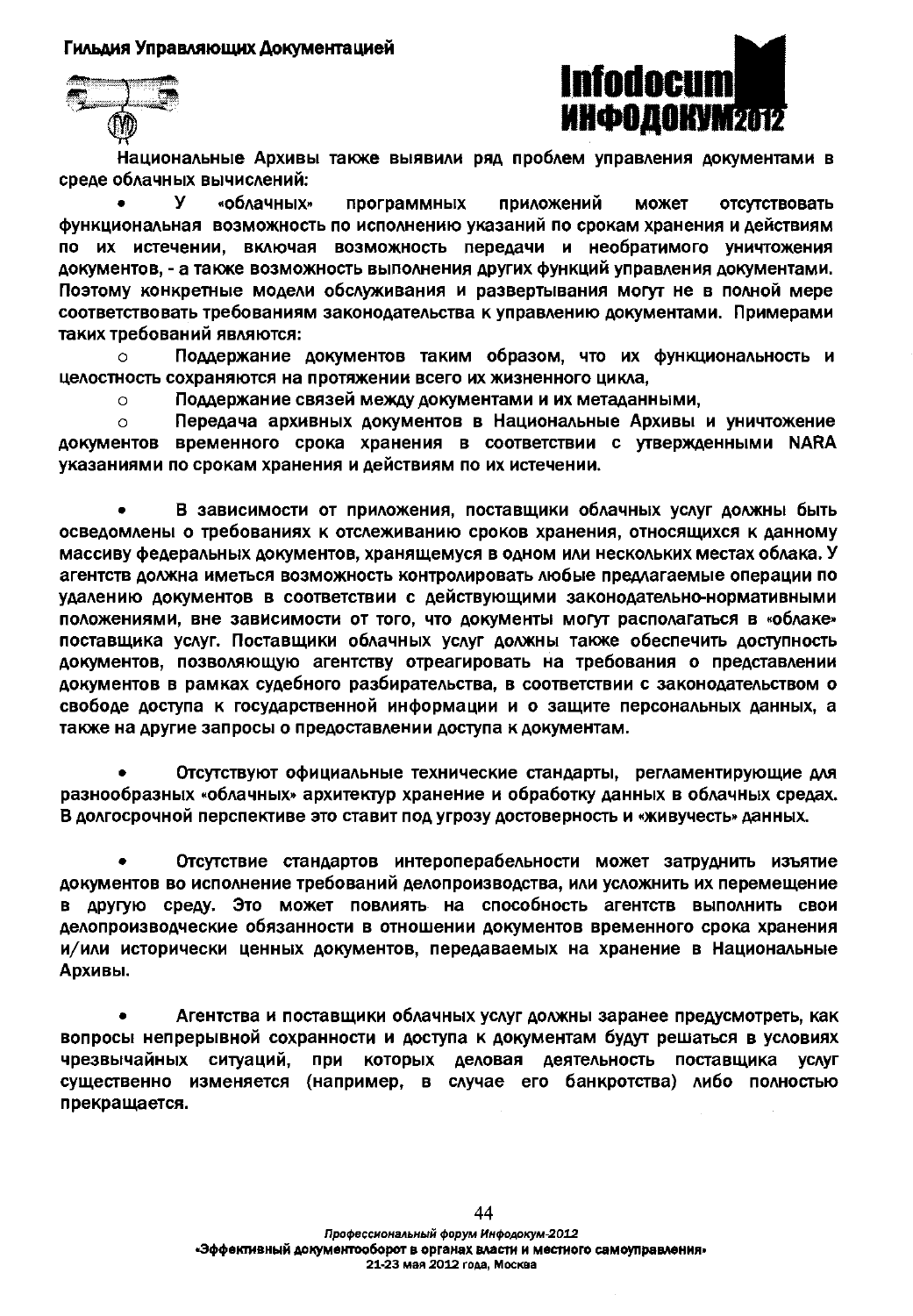Национальные Архивы также выявили ряд проблем управления документами в среде облачных вычислений:

- У «облачных» программных приложений может отсутствовать функциональная возможность по исполнению указаний по срокам хранения и действиям по их истечении, включая возможность передачи и необратимого уничтожения документов, - а также возможность выполнения других функций управления документами. Поэтому конкретные модели обслуживания и развертывания могут не в полной мере соответствовать требованиям законодательства к управлению документами. Примерами таких требований являются:
  - Поддержание документов таким образом, что их функциональность и целостность сохраняются на протяжении всего их жизненного цикла,
  - Поддержание связей между документами и их метаданными,
  - Передача архивных документов в Национальные Архивы и уничтожение документов временного срока хранения в соответствии с утвержденными NARA указаниями по срокам хранения и действиям по их истечении.

- В зависимости от приложения, поставщики облачных услуг должны быть осведомлены о требованиях к отслеживанию сроков хранения, относящихся к данному массиву федеральных документов, хранящемуся в одном или нескольких местах облака. У агентств должна иметься возможность контролировать любые предлагаемые операции по удалению документов в соответствии с действующими законодательно-нормативными положениями, вне зависимости от того, что документы могут располагаться в «облаке» поставщика услуг. Поставщики облачных услуг должны также обеспечить доступность документов, позволяющую агентству отреагировать на требования о представлении документов в рамках судебного разбирательства, в соответствии с законодательством о свободе доступа к государственной информации и о защите персональных данных, а также на другие запросы о предоставлении доступа к документам.

- Отсутствуют официальные технические стандарты, регламентирующие для разнообразных «облачных» архитектур хранение и обработку данных в облачных средах. В долгосрочной перспективе это ставит под угрозу достоверность и «живучесть» данных.

- Отсутствие стандартов интероперабельности может затруднить изъятие документов во исполнение требований делопроизводства, или усложнить их перемещение в другую среду. Это может повлиять на способность агентств выполнить свои делопроизводческие обязанности в отношении документов временного срока хранения и/или исторически ценных документов, передаваемых на хранение в Национальные Архивы.

- Агентства и поставщики облачных услуг должны заранее предусмотреть, как вопросы непрерывной сохранности и доступа к документам будут решаться в условиях чрезвычайных ситуаций, при которых деловая деятельность поставщика услуг существенно изменяется (например, в случае его банкротства) либо полностью прекращается.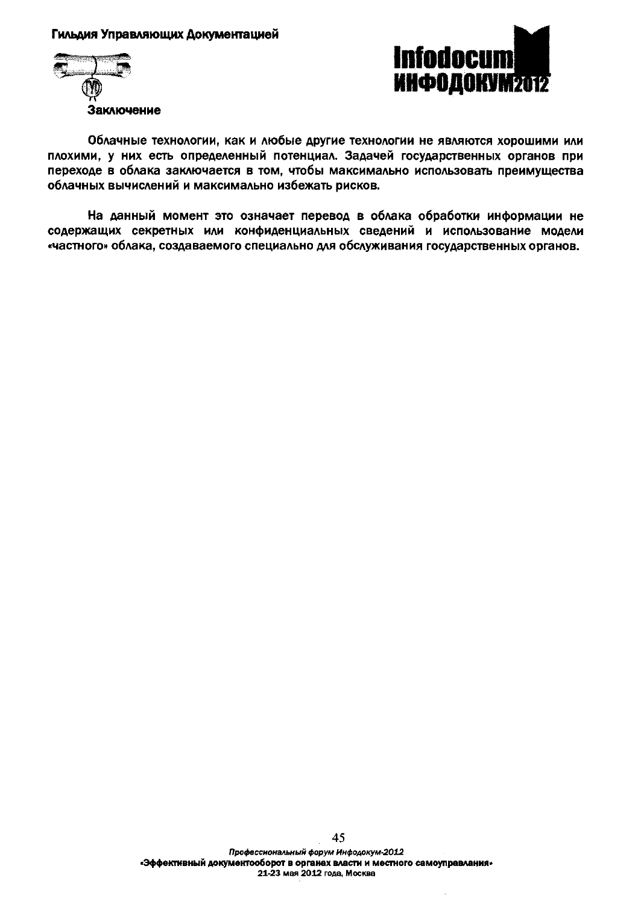## Заключение

Облачные технологии, как и любые другие технологии не являются хорошими или плохими, у них есть определенный потенциал. Задачей государственных органов при переходе в облака заключается в том, чтобы максимально использовать преимущества облачных вычислений и максимально избежать рисков.

На данный момент это означает перевод в облака обработки информации не содержащих секретных или конфиденциальных сведений и использование модели «частного» облака, создаваемого специально для обслуживания государственных органов.